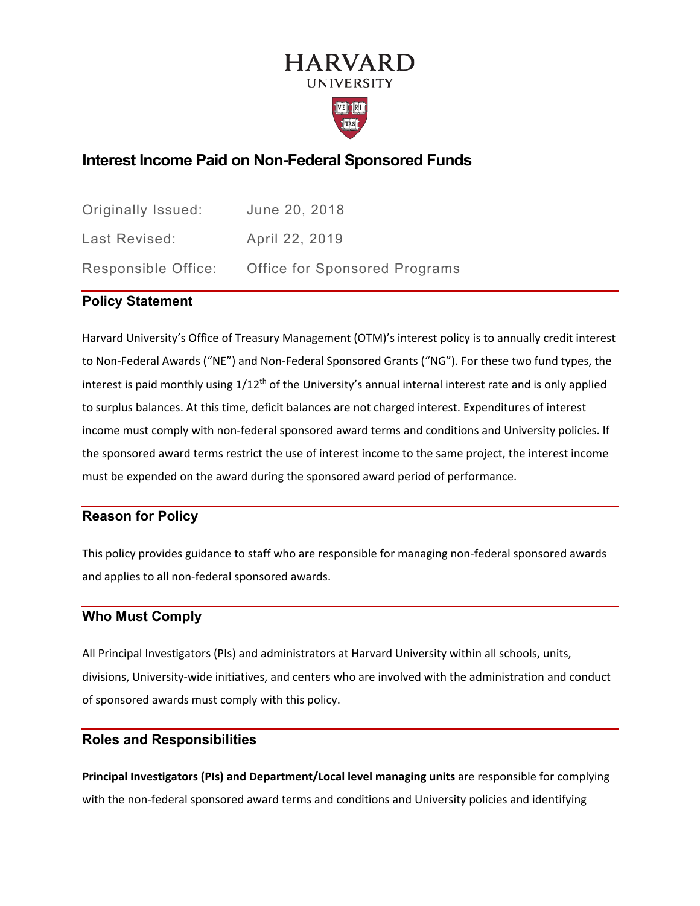# HARVARD UNIVERSITY

## Interest Income Paid on Non-Federal Sponsored Funds

| | |
|---|---|
| Originally Issued: | June 20, 2018 |
| Last Revised: | April 22, 2019 |
| Responsible Office: | Office for Sponsored Programs |

### Policy Statement

Harvard University's Office of Treasury Management (OTM)'s interest policy is to annually credit interest to Non-Federal Awards ("NE") and Non-Federal Sponsored Grants ("NG"). For these two fund types, the interest is paid monthly using $1/12^{th}$ of the University's annual internal interest rate and is only applied to surplus balances. At this time, deficit balances are not charged interest. Expenditures of interest income must comply with non-federal sponsored award terms and conditions and University policies. If the sponsored award terms restrict the use of interest income to the same project, the interest income must be expended on the award during the sponsored award period of performance.

### Reason for Policy

This policy provides guidance to staff who are responsible for managing non-federal sponsored awards and applies to all non-federal sponsored awards.

### Who Must Comply

All Principal Investigators (PIs) and administrators at Harvard University within all schools, units, divisions, University-wide initiatives, and centers who are involved with the administration and conduct of sponsored awards must comply with this policy.

### Roles and Responsibilities

**Principal Investigators (PIs) and Department/Local level managing units** are responsible for complying with the non-federal sponsored award terms and conditions and University policies and identifying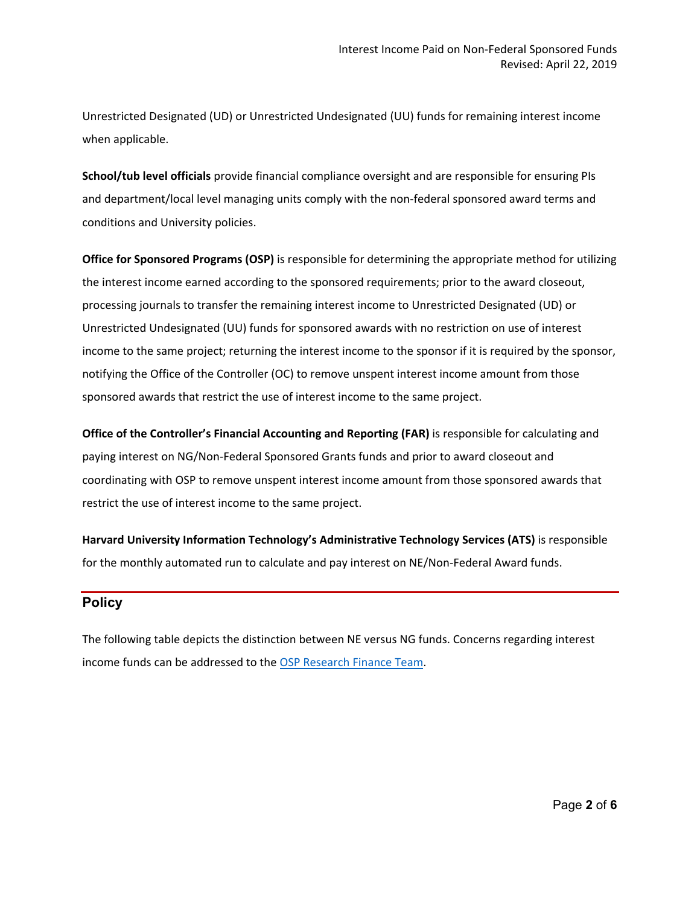Unrestricted Designated (UD) or Unrestricted Undesignated (UU) funds for remaining interest income when applicable.

**School/tub level officials** provide financial compliance oversight and are responsible for ensuring PIs and department/local level managing units comply with the non-federal sponsored award terms and conditions and University policies.

**Office for Sponsored Programs (OSP)** is responsible for determining the appropriate method for utilizing the interest income earned according to the sponsored requirements; prior to the award closeout, processing journals to transfer the remaining interest income to Unrestricted Designated (UD) or Unrestricted Undesignated (UU) funds for sponsored awards with no restriction on use of interest income to the same project; returning the interest income to the sponsor if it is required by the sponsor, notifying the Office of the Controller (OC) to remove unspent interest income amount from those sponsored awards that restrict the use of interest income to the same project.

**Office of the Controller's Financial Accounting and Reporting (FAR)** is responsible for calculating and paying interest on NG/Non-Federal Sponsored Grants funds and prior to award closeout and coordinating with OSP to remove unspent interest income amount from those sponsored awards that restrict the use of interest income to the same project.

**Harvard University Information Technology's Administrative Technology Services (ATS)** is responsible for the monthly automated run to calculate and pay interest on NE/Non-Federal Award funds.

## Policy

The following table depicts the distinction between NE versus NG funds. Concerns regarding interest income funds can be addressed to the [OSP Research Finance Team](#).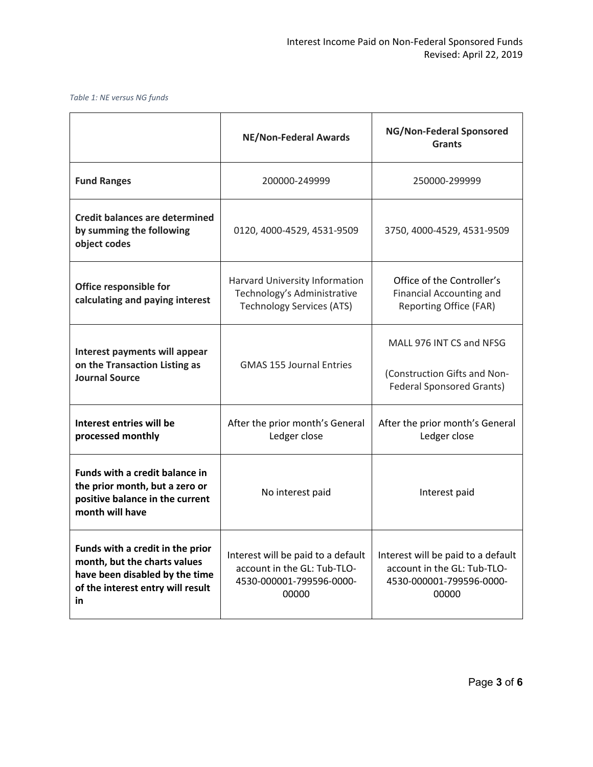*Table 1: NE versus NG funds*

| | NE/Non-Federal Awards | NG/Non-Federal Sponsored Grants |
|---|---|---|
| **Fund Ranges** | 200000-249999 | 250000-299999 |
| **Credit balances are determined by summing the following object codes** | 0120, 4000-4529, 4531-9509 | 3750, 4000-4529, 4531-9509 |
| **Office responsible for calculating and paying interest** | Harvard University Information Technology's Administrative Technology Services (ATS) | Office of the Controller's Financial Accounting and Reporting Office (FAR) |
| **Interest payments will appear on the Transaction Listing as Journal Source** | GMAS 155 Journal Entries | MALL 976 INT CS and NFSG (Construction Gifts and Non-Federal Sponsored Grants) |
| **Interest entries will be processed monthly** | After the prior month's General Ledger close | After the prior month's General Ledger close |
| **Funds with a credit balance in the prior month, but a zero or positive balance in the current month will have** | No interest paid | Interest paid |
| **Funds with a credit in the prior month, but the charts values have been disabled by the time of the interest entry will result in** | Interest will be paid to a default account in the GL: Tub-TLO-4530-000001-799596-0000-00000 | Interest will be paid to a default account in the GL: Tub-TLO-4530-000001-799596-0000-00000 |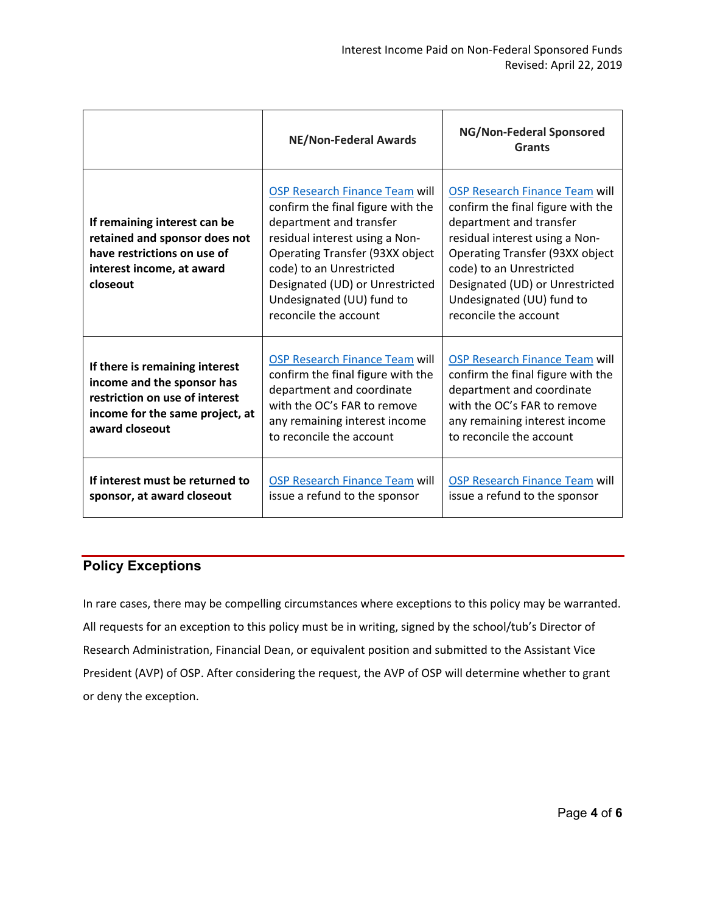| | NE/Non-Federal Awards | NG/Non-Federal Sponsored Grants |
|---|---|---|
| **If remaining interest can be retained and sponsor does not have restrictions on use of interest income, at award closeout** | OSP Research Finance Team will confirm the final figure with the department and transfer residual interest using a Non-Operating Transfer (93XX object code) to an Unrestricted Designated (UD) or Unrestricted Undesignated (UU) fund to reconcile the account | OSP Research Finance Team will confirm the final figure with the department and transfer residual interest using a Non-Operating Transfer (93XX object code) to an Unrestricted Designated (UD) or Unrestricted Undesignated (UU) fund to reconcile the account |
| **If there is remaining interest income and the sponsor has restriction on use of interest income for the same project, at award closeout** | OSP Research Finance Team will confirm the final figure with the department and coordinate with the OC's FAR to remove any remaining interest income to reconcile the account | OSP Research Finance Team will confirm the final figure with the department and coordinate with the OC's FAR to remove any remaining interest income to reconcile the account |
| **If interest must be returned to sponsor, at award closeout** | OSP Research Finance Team will issue a refund to the sponsor | OSP Research Finance Team will issue a refund to the sponsor |

## Policy Exceptions

In rare cases, there may be compelling circumstances where exceptions to this policy may be warranted. All requests for an exception to this policy must be in writing, signed by the school/tub's Director of Research Administration, Financial Dean, or equivalent position and submitted to the Assistant Vice President (AVP) of OSP. After considering the request, the AVP of OSP will determine whether to grant or deny the exception.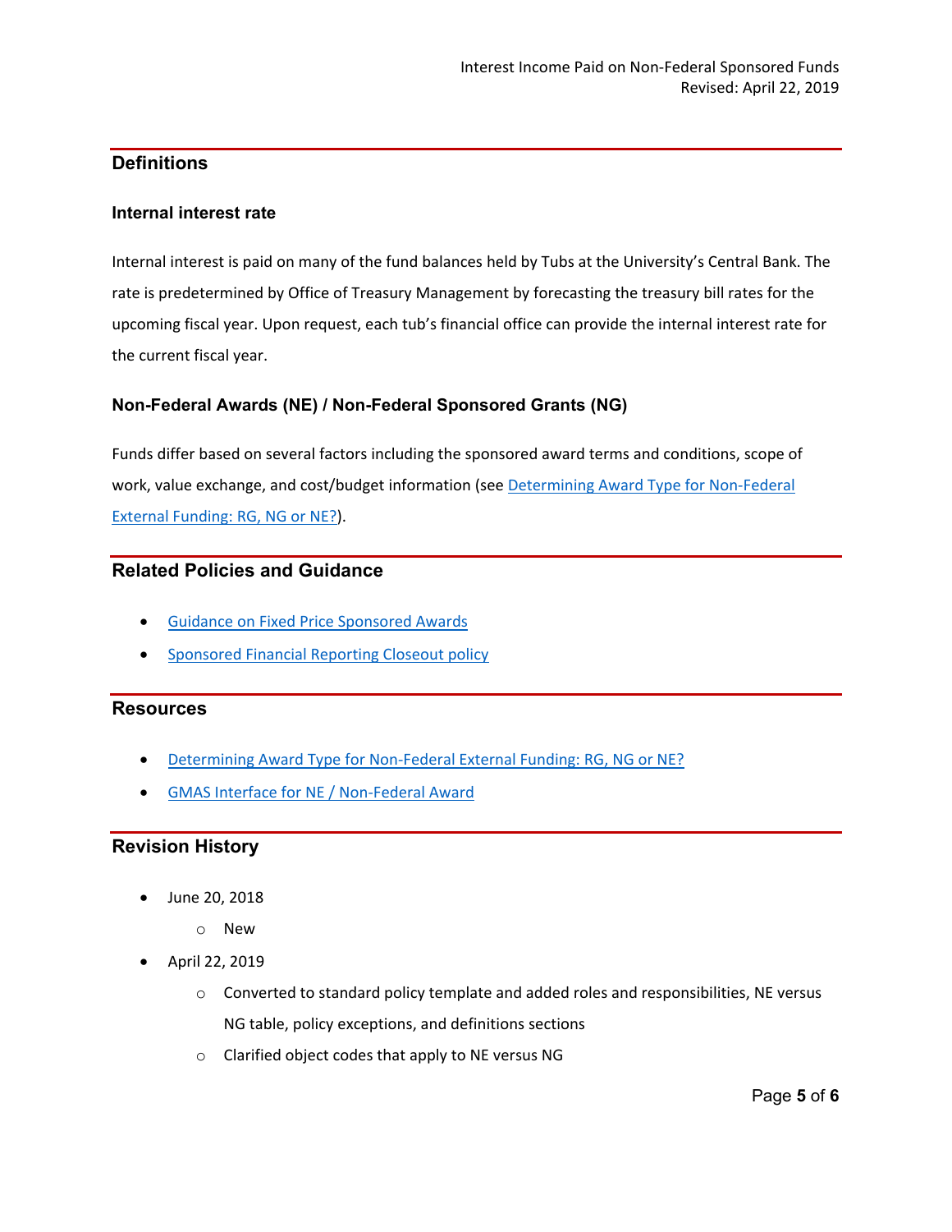## Definitions

### Internal interest rate

Internal interest is paid on many of the fund balances held by Tubs at the University's Central Bank. The rate is predetermined by Office of Treasury Management by forecasting the treasury bill rates for the upcoming fiscal year. Upon request, each tub's financial office can provide the internal interest rate for the current fiscal year.

### Non-Federal Awards (NE) / Non-Federal Sponsored Grants (NG)

Funds differ based on several factors including the sponsored award terms and conditions, scope of work, value exchange, and cost/budget information (see Determining Award Type for Non-Federal External Funding: RG, NG or NE?).

## Related Policies and Guidance

- Guidance on Fixed Price Sponsored Awards
- Sponsored Financial Reporting Closeout policy

## Resources

- Determining Award Type for Non-Federal External Funding: RG, NG or NE?
- GMAS Interface for NE / Non-Federal Award

## Revision History

- June 20, 2018
  - New
- April 22, 2019
  - Converted to standard policy template and added roles and responsibilities, NE versus NG table, policy exceptions, and definitions sections
  - Clarified object codes that apply to NE versus NG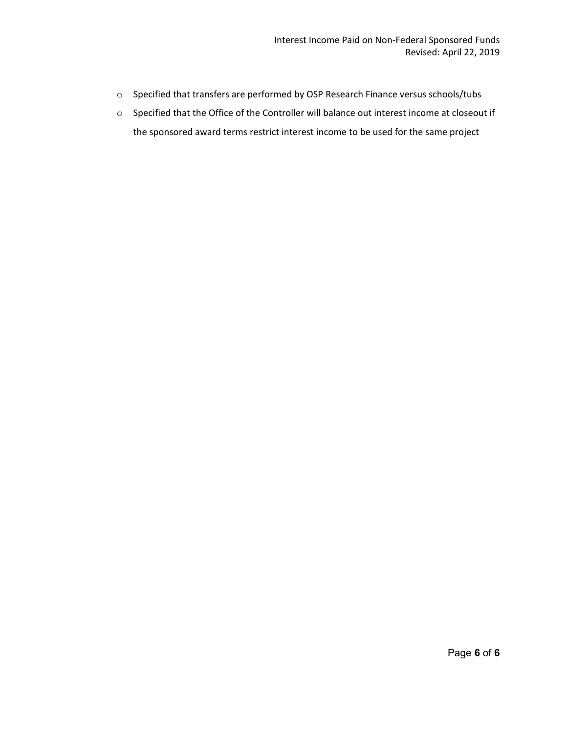- Specified that transfers are performed by OSP Research Finance versus schools/tubs
- Specified that the Office of the Controller will balance out interest income at closeout if the sponsored award terms restrict interest income to be used for the same project